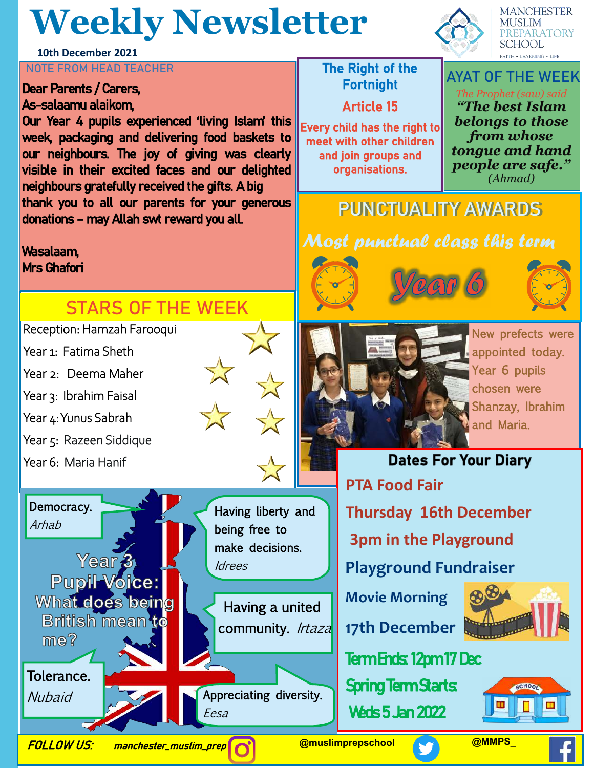# Weekly Newsletter

10th December 2021

MANCHESTER MUSLIM PREPARATORY SCHOOL

FAITH • LEARNING • LIFE

## NOTE FROM HEAD TEACHER

Dear Parents / Carers,

As-salaamu alaikom,

Our Year 4 pupils experienced 'living Islam' this week, packaging and delivering food baskets to our neighbours. The joy of giving was clearly visible in their excited faces and our delighted neighbours gratefully received the gifts. A big thank you to all our parents for your generous donations – may Allah swt reward you all.

Wasalaam,

Mrs Ghafori

## The Right of the Fortnight

**Article 15**

Every child has the right to meet with other children and join groups and organisations.

## AYAT OF THE WEEK

*The Prophet (saw) said*

***"The best Islam belongs to those from whose tongue and hand people are safe."***

*(Ahmad)*

## STARS OF THE WEEK

Reception: Hamzah Farooqui

Year 1: Fatima Sheth

Year 2: Deema Maher

Year 3: Ibrahim Faisal

Year 4: Yunus Sabrah

Year 5: Razeen Siddique

Year 6: Maria Hanif

## PUNCTUALITY AWARDS

*Most punctual class this term*

**Year 6**

New prefects were appointed today. Year 6 pupils chosen were Shanzay, Ibrahim and Maria.

## Year 3 Pupil Voice: What does being British mean to me?

Democracy. *Arhab*

Having liberty and being free to make decisions. *Idrees*

Having a united community. *Irtaza*

Tolerance. *Nubaid*

Appreciating diversity. *Eesa*

## Dates For Your Diary

**PTA Food Fair**

**Thursday 16th December**

**3pm in the Playground**

**Playground Fundraiser**

**Movie Morning**

**17th December**

**Term Ends: 12pm 17 Dec**

**Spring Term Starts: Weds 5 Jan 2022**

**FOLLOW US:** manchester_muslim_prep | @muslimprepschool | @MMPS_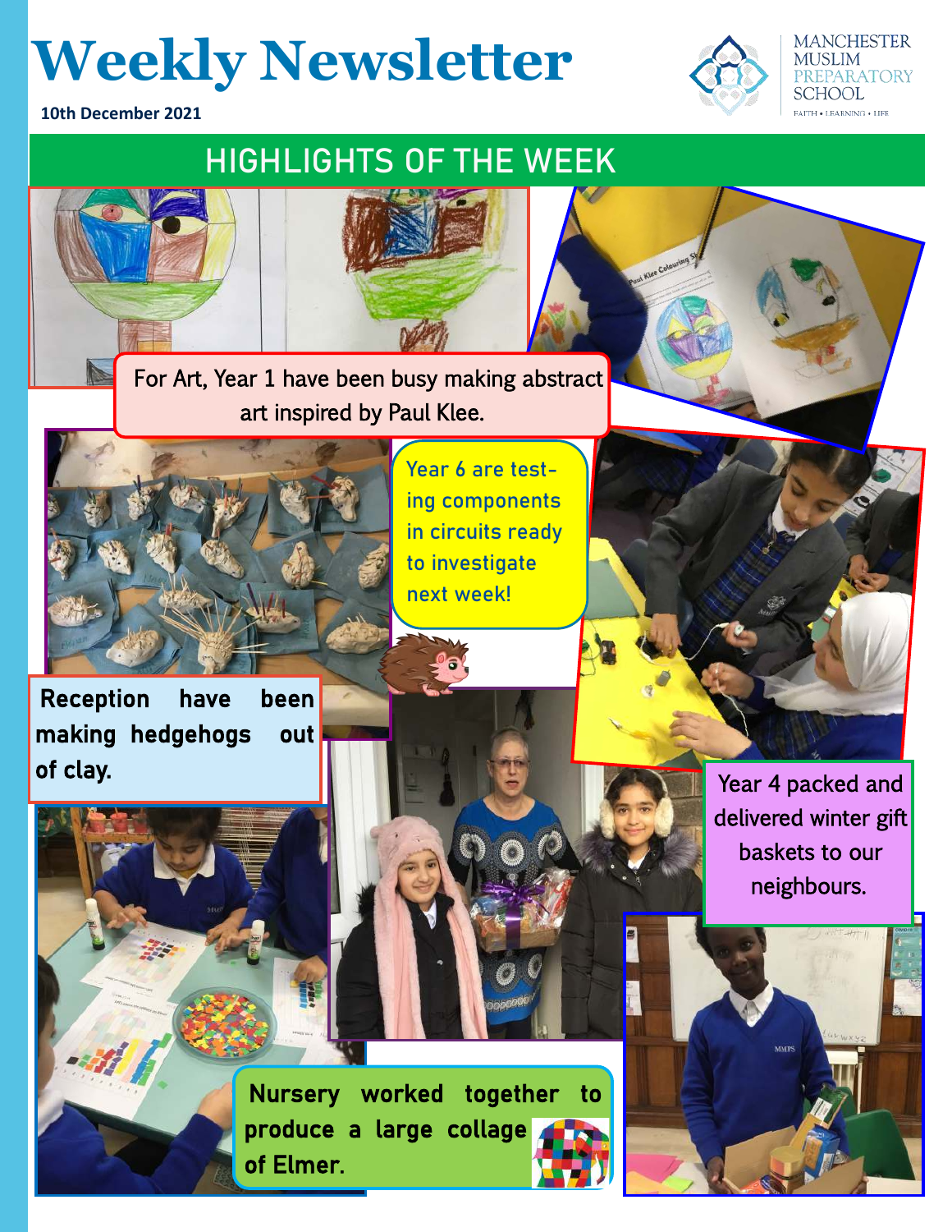# Weekly Newsletter

**10th December 2021**

MANCHESTER MUSLIM PREPARATORY SCHOOL

FAITH • LEARNING • LIFE

## HIGHLIGHTS OF THE WEEK

For Art, Year 1 have been busy making abstract art inspired by Paul Klee.

Year 6 are testing components in circuits ready to investigate next week!

**Reception have been making hedgehogs out of clay.**

Year 4 packed and delivered winter gift baskets to our neighbours.

**Nursery worked together to produce a large collage of Elmer.**